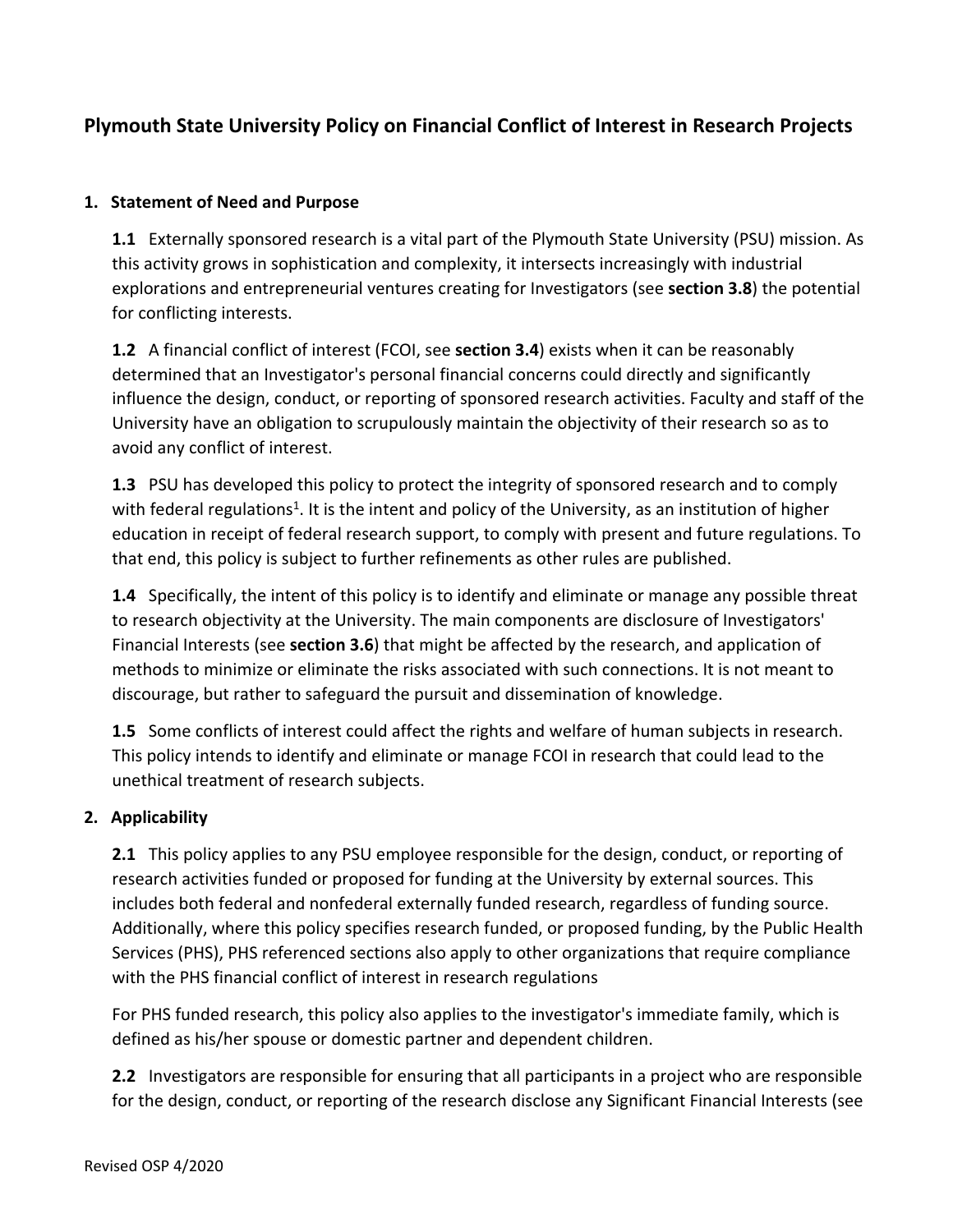# Plymouth State University Policy on Financial Conflict of Interest in Research Projects

## 1. Statement of Need and Purpose

**1.1** Externally sponsored research is a vital part of the Plymouth State University (PSU) mission. As this activity grows in sophistication and complexity, it intersects increasingly with industrial explorations and entrepreneurial ventures creating for Investigators (see **section 3.8**) the potential for conflicting interests.

**1.2** A financial conflict of interest (FCOI, see **section 3.4**) exists when it can be reasonably determined that an Investigator's personal financial concerns could directly and significantly influence the design, conduct, or reporting of sponsored research activities. Faculty and staff of the University have an obligation to scrupulously maintain the objectivity of their research so as to avoid any conflict of interest.

**1.3** PSU has developed this policy to protect the integrity of sponsored research and to comply with federal regulations[1]. It is the intent and policy of the University, as an institution of higher education in receipt of federal research support, to comply with present and future regulations. To that end, this policy is subject to further refinements as other rules are published.

**1.4** Specifically, the intent of this policy is to identify and eliminate or manage any possible threat to research objectivity at the University. The main components are disclosure of Investigators' Financial Interests (see **section 3.6**) that might be affected by the research, and application of methods to minimize or eliminate the risks associated with such connections. It is not meant to discourage, but rather to safeguard the pursuit and dissemination of knowledge.

**1.5** Some conflicts of interest could affect the rights and welfare of human subjects in research. This policy intends to identify and eliminate or manage FCOI in research that could lead to the unethical treatment of research subjects.

## 2. Applicability

**2.1** This policy applies to any PSU employee responsible for the design, conduct, or reporting of research activities funded or proposed for funding at the University by external sources. This includes both federal and nonfederal externally funded research, regardless of funding source. Additionally, where this policy specifies research funded, or proposed funding, by the Public Health Services (PHS), PHS referenced sections also apply to other organizations that require compliance with the PHS financial conflict of interest in research regulations

For PHS funded research, this policy also applies to the investigator's immediate family, which is defined as his/her spouse or domestic partner and dependent children.

**2.2** Investigators are responsible for ensuring that all participants in a project who are responsible for the design, conduct, or reporting of the research disclose any Significant Financial Interests (see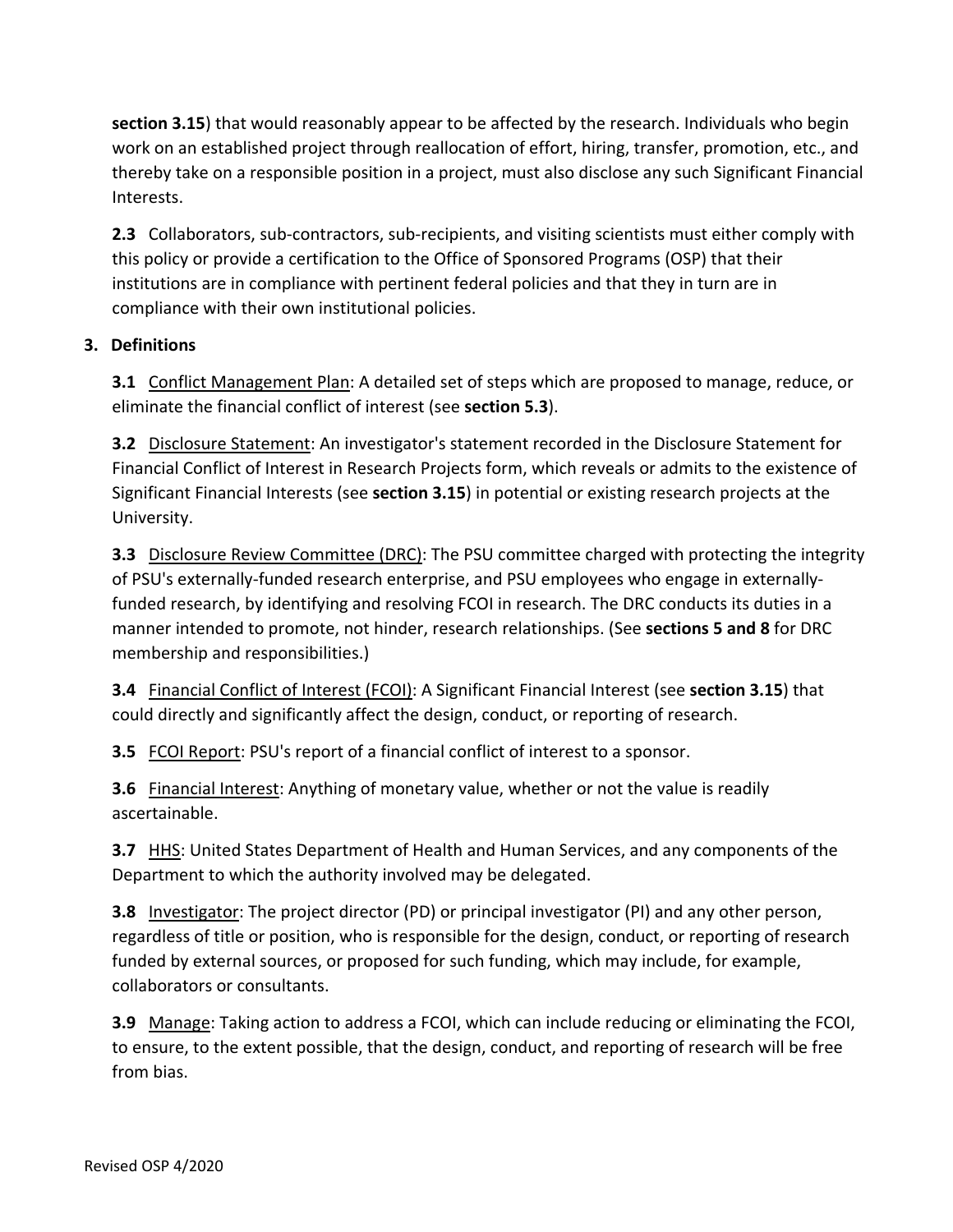**section 3.15**) that would reasonably appear to be affected by the research. Individuals who begin work on an established project through reallocation of effort, hiring, transfer, promotion, etc., and thereby take on a responsible position in a project, must also disclose any such Significant Financial Interests.

**2.3** Collaborators, sub-contractors, sub-recipients, and visiting scientists must either comply with this policy or provide a certification to the Office of Sponsored Programs (OSP) that their institutions are in compliance with pertinent federal policies and that they in turn are in compliance with their own institutional policies.

## 3. Definitions

**3.1** Conflict Management Plan: A detailed set of steps which are proposed to manage, reduce, or eliminate the financial conflict of interest (see **section 5.3**).

**3.2** Disclosure Statement: An investigator's statement recorded in the Disclosure Statement for Financial Conflict of Interest in Research Projects form, which reveals or admits to the existence of Significant Financial Interests (see **section 3.15**) in potential or existing research projects at the University.

**3.3** Disclosure Review Committee (DRC): The PSU committee charged with protecting the integrity of PSU's externally-funded research enterprise, and PSU employees who engage in externally-funded research, by identifying and resolving FCOI in research. The DRC conducts its duties in a manner intended to promote, not hinder, research relationships. (See **sections 5 and 8** for DRC membership and responsibilities.)

**3.4** Financial Conflict of Interest (FCOI): A Significant Financial Interest (see **section 3.15**) that could directly and significantly affect the design, conduct, or reporting of research.

**3.5** FCOI Report: PSU's report of a financial conflict of interest to a sponsor.

**3.6** Financial Interest: Anything of monetary value, whether or not the value is readily ascertainable.

**3.7** HHS: United States Department of Health and Human Services, and any components of the Department to which the authority involved may be delegated.

**3.8** Investigator: The project director (PD) or principal investigator (PI) and any other person, regardless of title or position, who is responsible for the design, conduct, or reporting of research funded by external sources, or proposed for such funding, which may include, for example, collaborators or consultants.

**3.9** Manage: Taking action to address a FCOI, which can include reducing or eliminating the FCOI, to ensure, to the extent possible, that the design, conduct, and reporting of research will be free from bias.

Revised OSP 4/2020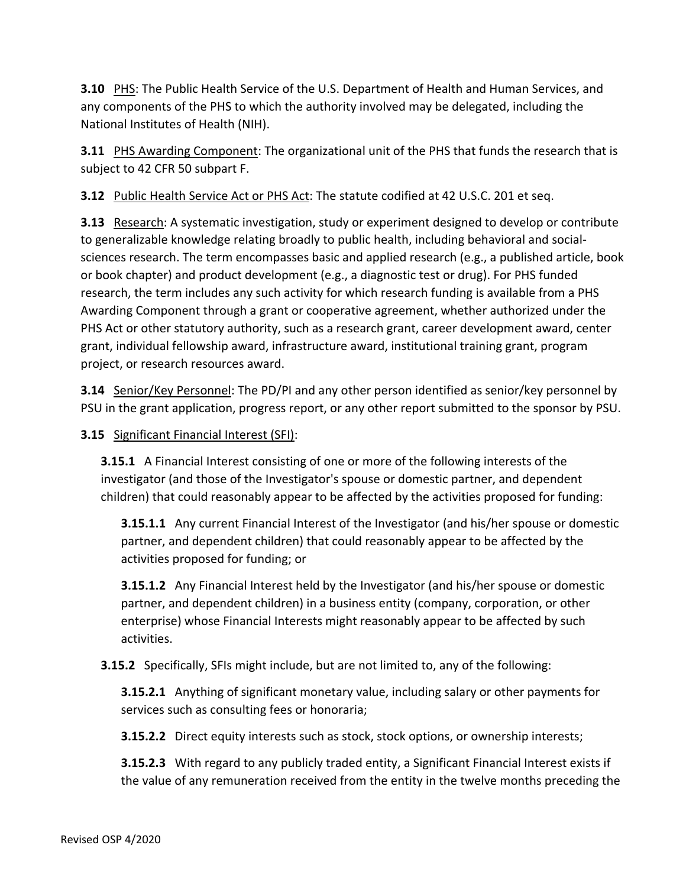**3.10** PHS: The Public Health Service of the U.S. Department of Health and Human Services, and any components of the PHS to which the authority involved may be delegated, including the National Institutes of Health (NIH).

**3.11** PHS Awarding Component: The organizational unit of the PHS that funds the research that is subject to 42 CFR 50 subpart F.

**3.12** Public Health Service Act or PHS Act: The statute codified at 42 U.S.C. 201 et seq.

**3.13** Research: A systematic investigation, study or experiment designed to develop or contribute to generalizable knowledge relating broadly to public health, including behavioral and social-sciences research. The term encompasses basic and applied research (e.g., a published article, book or book chapter) and product development (e.g., a diagnostic test or drug). For PHS funded research, the term includes any such activity for which research funding is available from a PHS Awarding Component through a grant or cooperative agreement, whether authorized under the PHS Act or other statutory authority, such as a research grant, career development award, center grant, individual fellowship award, infrastructure award, institutional training grant, program project, or research resources award.

**3.14** Senior/Key Personnel: The PD/PI and any other person identified as senior/key personnel by PSU in the grant application, progress report, or any other report submitted to the sponsor by PSU.

**3.15** Significant Financial Interest (SFI):

**3.15.1** A Financial Interest consisting of one or more of the following interests of the investigator (and those of the Investigator's spouse or domestic partner, and dependent children) that could reasonably appear to be affected by the activities proposed for funding:

**3.15.1.1** Any current Financial Interest of the Investigator (and his/her spouse or domestic partner, and dependent children) that could reasonably appear to be affected by the activities proposed for funding; or

**3.15.1.2** Any Financial Interest held by the Investigator (and his/her spouse or domestic partner, and dependent children) in a business entity (company, corporation, or other enterprise) whose Financial Interests might reasonably appear to be affected by such activities.

**3.15.2** Specifically, SFIs might include, but are not limited to, any of the following:

**3.15.2.1** Anything of significant monetary value, including salary or other payments for services such as consulting fees or honoraria;

**3.15.2.2** Direct equity interests such as stock, stock options, or ownership interests;

**3.15.2.3** With regard to any publicly traded entity, a Significant Financial Interest exists if the value of any remuneration received from the entity in the twelve months preceding the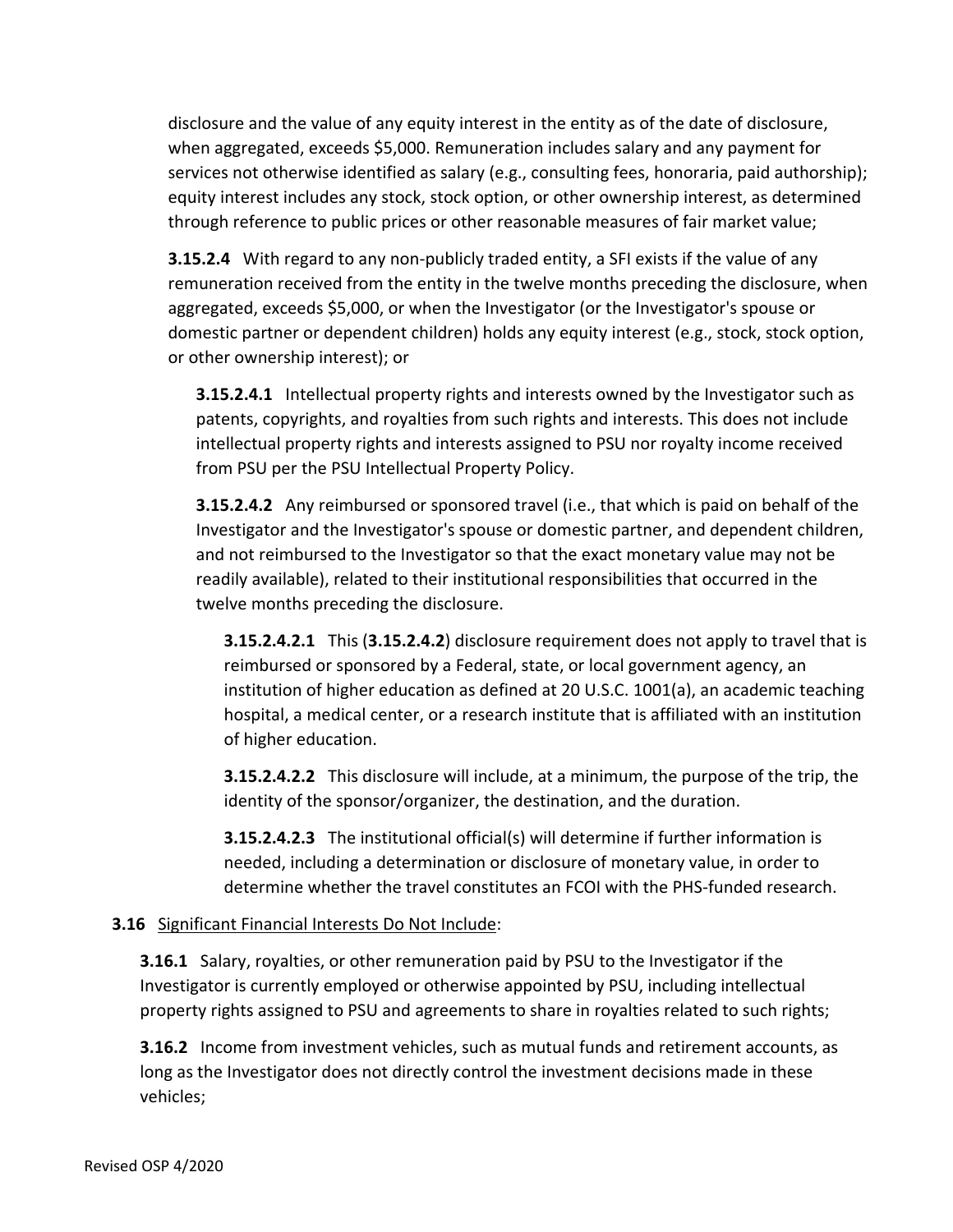disclosure and the value of any equity interest in the entity as of the date of disclosure, when aggregated, exceeds $5,000. Remuneration includes salary and any payment for services not otherwise identified as salary (e.g., consulting fees, honoraria, paid authorship); equity interest includes any stock, stock option, or other ownership interest, as determined through reference to public prices or other reasonable measures of fair market value;

**3.15.2.4** With regard to any non-publicly traded entity, a SFI exists if the value of any remuneration received from the entity in the twelve months preceding the disclosure, when aggregated, exceeds $5,000, or when the Investigator (or the Investigator's spouse or domestic partner or dependent children) holds any equity interest (e.g., stock, stock option, or other ownership interest); or

**3.15.2.4.1** Intellectual property rights and interests owned by the Investigator such as patents, copyrights, and royalties from such rights and interests. This does not include intellectual property rights and interests assigned to PSU nor royalty income received from PSU per the PSU Intellectual Property Policy.

**3.15.2.4.2** Any reimbursed or sponsored travel (i.e., that which is paid on behalf of the Investigator and the Investigator's spouse or domestic partner, and dependent children, and not reimbursed to the Investigator so that the exact monetary value may not be readily available), related to their institutional responsibilities that occurred in the twelve months preceding the disclosure.

**3.15.2.4.2.1** This (**3.15.2.4.2**) disclosure requirement does not apply to travel that is reimbursed or sponsored by a Federal, state, or local government agency, an institution of higher education as defined at 20 U.S.C. 1001(a), an academic teaching hospital, a medical center, or a research institute that is affiliated with an institution of higher education.

**3.15.2.4.2.2** This disclosure will include, at a minimum, the purpose of the trip, the identity of the sponsor/organizer, the destination, and the duration.

**3.15.2.4.2.3** The institutional official(s) will determine if further information is needed, including a determination or disclosure of monetary value, in order to determine whether the travel constitutes an FCOI with the PHS-funded research.

**3.16** Significant Financial Interests Do Not Include:

**3.16.1** Salary, royalties, or other remuneration paid by PSU to the Investigator if the Investigator is currently employed or otherwise appointed by PSU, including intellectual property rights assigned to PSU and agreements to share in royalties related to such rights;

**3.16.2** Income from investment vehicles, such as mutual funds and retirement accounts, as long as the Investigator does not directly control the investment decisions made in these vehicles;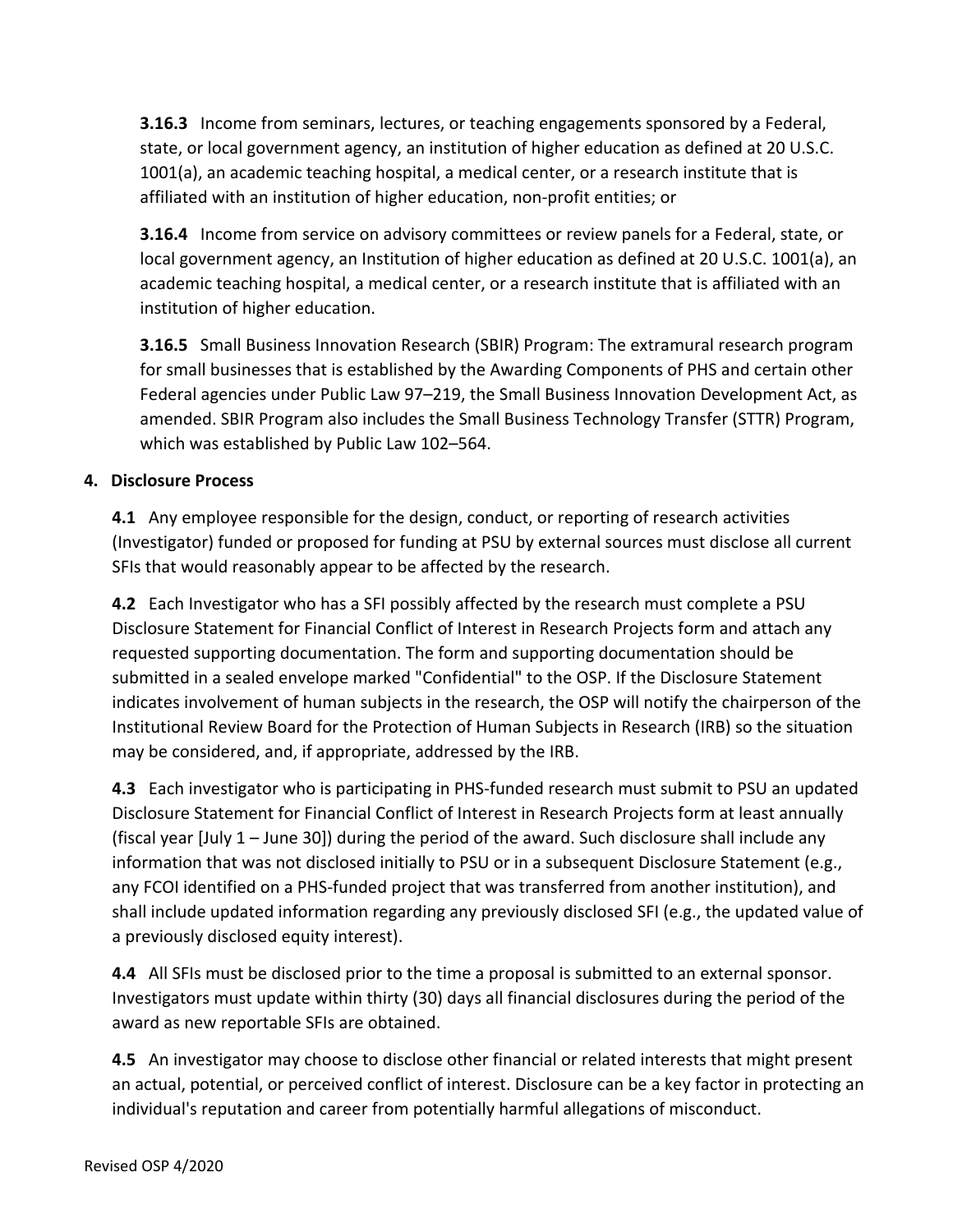**3.16.3** Income from seminars, lectures, or teaching engagements sponsored by a Federal, state, or local government agency, an institution of higher education as defined at 20 U.S.C. 1001(a), an academic teaching hospital, a medical center, or a research institute that is affiliated with an institution of higher education, non-profit entities; or

**3.16.4** Income from service on advisory committees or review panels for a Federal, state, or local government agency, an Institution of higher education as defined at 20 U.S.C. 1001(a), an academic teaching hospital, a medical center, or a research institute that is affiliated with an institution of higher education.

**3.16.5** Small Business Innovation Research (SBIR) Program: The extramural research program for small businesses that is established by the Awarding Components of PHS and certain other Federal agencies under Public Law 97–219, the Small Business Innovation Development Act, as amended. SBIR Program also includes the Small Business Technology Transfer (STTR) Program, which was established by Public Law 102–564.

## 4. Disclosure Process

**4.1** Any employee responsible for the design, conduct, or reporting of research activities (Investigator) funded or proposed for funding at PSU by external sources must disclose all current SFIs that would reasonably appear to be affected by the research.

**4.2** Each Investigator who has a SFI possibly affected by the research must complete a PSU Disclosure Statement for Financial Conflict of Interest in Research Projects form and attach any requested supporting documentation. The form and supporting documentation should be submitted in a sealed envelope marked "Confidential" to the OSP. If the Disclosure Statement indicates involvement of human subjects in the research, the OSP will notify the chairperson of the Institutional Review Board for the Protection of Human Subjects in Research (IRB) so the situation may be considered, and, if appropriate, addressed by the IRB.

**4.3** Each investigator who is participating in PHS-funded research must submit to PSU an updated Disclosure Statement for Financial Conflict of Interest in Research Projects form at least annually (fiscal year [July 1 – June 30]) during the period of the award. Such disclosure shall include any information that was not disclosed initially to PSU or in a subsequent Disclosure Statement (e.g., any FCOI identified on a PHS-funded project that was transferred from another institution), and shall include updated information regarding any previously disclosed SFI (e.g., the updated value of a previously disclosed equity interest).

**4.4** All SFIs must be disclosed prior to the time a proposal is submitted to an external sponsor. Investigators must update within thirty (30) days all financial disclosures during the period of the award as new reportable SFIs are obtained.

**4.5** An investigator may choose to disclose other financial or related interests that might present an actual, potential, or perceived conflict of interest. Disclosure can be a key factor in protecting an individual's reputation and career from potentially harmful allegations of misconduct.

Revised OSP 4/2020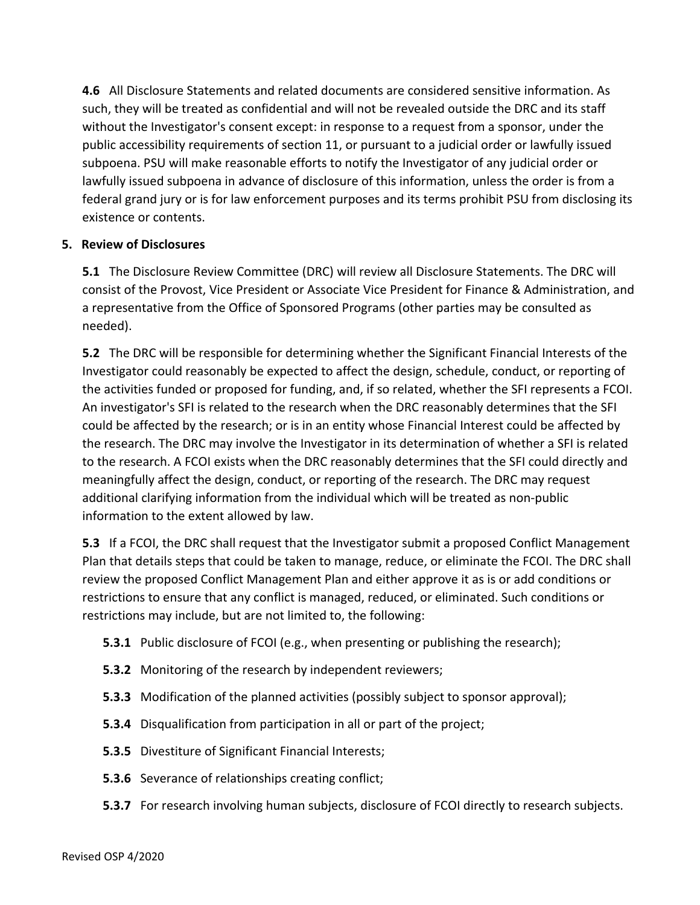**4.6** All Disclosure Statements and related documents are considered sensitive information. As such, they will be treated as confidential and will not be revealed outside the DRC and its staff without the Investigator's consent except: in response to a request from a sponsor, under the public accessibility requirements of section 11, or pursuant to a judicial order or lawfully issued subpoena. PSU will make reasonable efforts to notify the Investigator of any judicial order or lawfully issued subpoena in advance of disclosure of this information, unless the order is from a federal grand jury or is for law enforcement purposes and its terms prohibit PSU from disclosing its existence or contents.

## 5. Review of Disclosures

**5.1** The Disclosure Review Committee (DRC) will review all Disclosure Statements. The DRC will consist of the Provost, Vice President or Associate Vice President for Finance & Administration, and a representative from the Office of Sponsored Programs (other parties may be consulted as needed).

**5.2** The DRC will be responsible for determining whether the Significant Financial Interests of the Investigator could reasonably be expected to affect the design, schedule, conduct, or reporting of the activities funded or proposed for funding, and, if so related, whether the SFI represents a FCOI. An investigator's SFI is related to the research when the DRC reasonably determines that the SFI could be affected by the research; or is in an entity whose Financial Interest could be affected by the research. The DRC may involve the Investigator in its determination of whether a SFI is related to the research. A FCOI exists when the DRC reasonably determines that the SFI could directly and meaningfully affect the design, conduct, or reporting of the research. The DRC may request additional clarifying information from the individual which will be treated as non-public information to the extent allowed by law.

**5.3** If a FCOI, the DRC shall request that the Investigator submit a proposed Conflict Management Plan that details steps that could be taken to manage, reduce, or eliminate the FCOI. The DRC shall review the proposed Conflict Management Plan and either approve it as is or add conditions or restrictions to ensure that any conflict is managed, reduced, or eliminated. Such conditions or restrictions may include, but are not limited to, the following:

- **5.3.1** Public disclosure of FCOI (e.g., when presenting or publishing the research);
- **5.3.2** Monitoring of the research by independent reviewers;
- **5.3.3** Modification of the planned activities (possibly subject to sponsor approval);
- **5.3.4** Disqualification from participation in all or part of the project;
- **5.3.5** Divestiture of Significant Financial Interests;
- **5.3.6** Severance of relationships creating conflict;
- **5.3.7** For research involving human subjects, disclosure of FCOI directly to research subjects.

Revised OSP 4/2020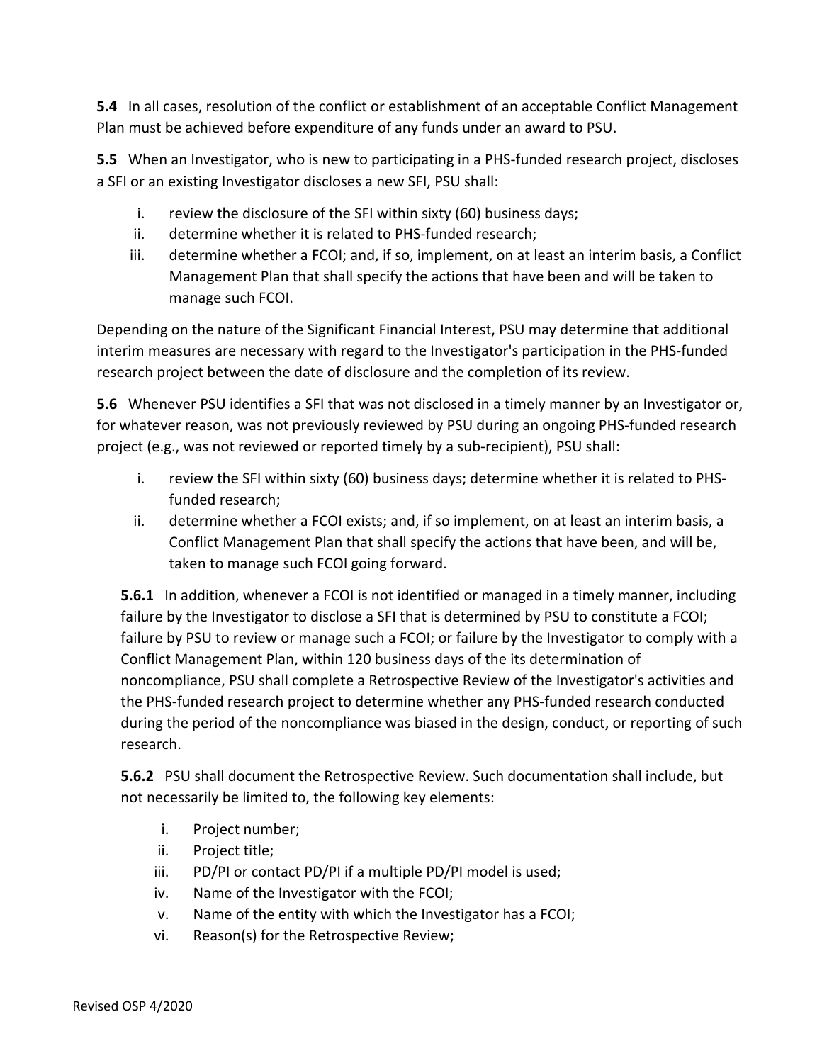**5.4** In all cases, resolution of the conflict or establishment of an acceptable Conflict Management Plan must be achieved before expenditure of any funds under an award to PSU.

**5.5** When an Investigator, who is new to participating in a PHS-funded research project, discloses a SFI or an existing Investigator discloses a new SFI, PSU shall:

i. review the disclosure of the SFI within sixty (60) business days;
ii. determine whether it is related to PHS-funded research;
iii. determine whether a FCOI; and, if so, implement, on at least an interim basis, a Conflict Management Plan that shall specify the actions that have been and will be taken to manage such FCOI.

Depending on the nature of the Significant Financial Interest, PSU may determine that additional interim measures are necessary with regard to the Investigator's participation in the PHS-funded research project between the date of disclosure and the completion of its review.

**5.6** Whenever PSU identifies a SFI that was not disclosed in a timely manner by an Investigator or, for whatever reason, was not previously reviewed by PSU during an ongoing PHS-funded research project (e.g., was not reviewed or reported timely by a sub-recipient), PSU shall:

i. review the SFI within sixty (60) business days; determine whether it is related to PHS-funded research;
ii. determine whether a FCOI exists; and, if so implement, on at least an interim basis, a Conflict Management Plan that shall specify the actions that have been, and will be, taken to manage such FCOI going forward.

**5.6.1** In addition, whenever a FCOI is not identified or managed in a timely manner, including failure by the Investigator to disclose a SFI that is determined by PSU to constitute a FCOI; failure by PSU to review or manage such a FCOI; or failure by the Investigator to comply with a Conflict Management Plan, within 120 business days of the its determination of noncompliance, PSU shall complete a Retrospective Review of the Investigator's activities and the PHS-funded research project to determine whether any PHS-funded research conducted during the period of the noncompliance was biased in the design, conduct, or reporting of such research.

**5.6.2** PSU shall document the Retrospective Review. Such documentation shall include, but not necessarily be limited to, the following key elements:

i. Project number;
ii. Project title;
iii. PD/PI or contact PD/PI if a multiple PD/PI model is used;
iv. Name of the Investigator with the FCOI;
v. Name of the entity with which the Investigator has a FCOI;
vi. Reason(s) for the Retrospective Review;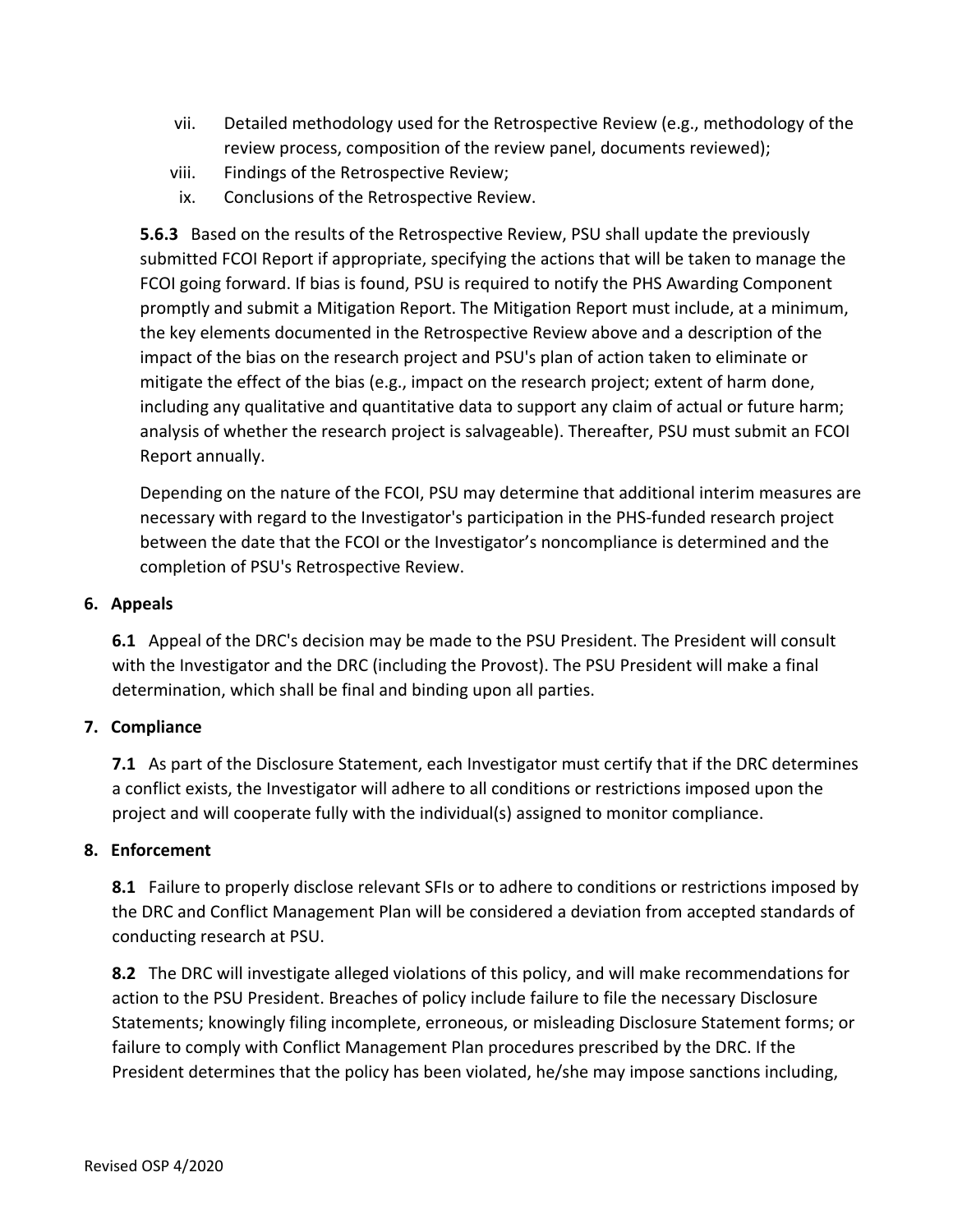vii. Detailed methodology used for the Retrospective Review (e.g., methodology of the review process, composition of the review panel, documents reviewed);

viii. Findings of the Retrospective Review;

ix. Conclusions of the Retrospective Review.

**5.6.3** Based on the results of the Retrospective Review, PSU shall update the previously submitted FCOI Report if appropriate, specifying the actions that will be taken to manage the FCOI going forward. If bias is found, PSU is required to notify the PHS Awarding Component promptly and submit a Mitigation Report. The Mitigation Report must include, at a minimum, the key elements documented in the Retrospective Review above and a description of the impact of the bias on the research project and PSU's plan of action taken to eliminate or mitigate the effect of the bias (e.g., impact on the research project; extent of harm done, including any qualitative and quantitative data to support any claim of actual or future harm; analysis of whether the research project is salvageable). Thereafter, PSU must submit an FCOI Report annually.

Depending on the nature of the FCOI, PSU may determine that additional interim measures are necessary with regard to the Investigator's participation in the PHS-funded research project between the date that the FCOI or the Investigator's noncompliance is determined and the completion of PSU's Retrospective Review.

## 6. Appeals

**6.1** Appeal of the DRC's decision may be made to the PSU President. The President will consult with the Investigator and the DRC (including the Provost). The PSU President will make a final determination, which shall be final and binding upon all parties.

## 7. Compliance

**7.1** As part of the Disclosure Statement, each Investigator must certify that if the DRC determines a conflict exists, the Investigator will adhere to all conditions or restrictions imposed upon the project and will cooperate fully with the individual(s) assigned to monitor compliance.

## 8. Enforcement

**8.1** Failure to properly disclose relevant SFIs or to adhere to conditions or restrictions imposed by the DRC and Conflict Management Plan will be considered a deviation from accepted standards of conducting research at PSU.

**8.2** The DRC will investigate alleged violations of this policy, and will make recommendations for action to the PSU President. Breaches of policy include failure to file the necessary Disclosure Statements; knowingly filing incomplete, erroneous, or misleading Disclosure Statement forms; or failure to comply with Conflict Management Plan procedures prescribed by the DRC. If the President determines that the policy has been violated, he/she may impose sanctions including,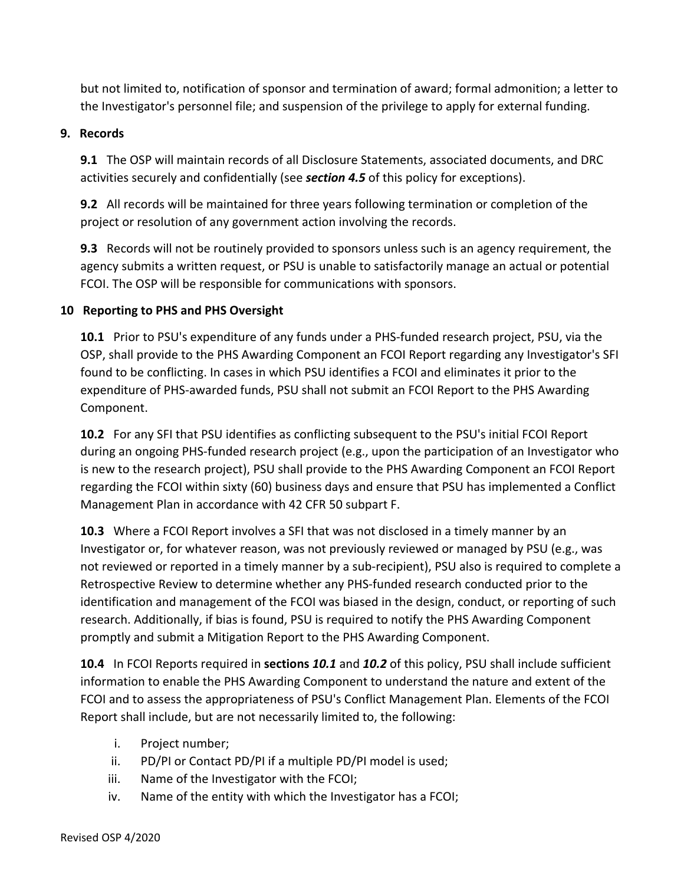but not limited to, notification of sponsor and termination of award; formal admonition; a letter to the Investigator's personnel file; and suspension of the privilege to apply for external funding.

## 9. Records

**9.1** The OSP will maintain records of all Disclosure Statements, associated documents, and DRC activities securely and confidentially (see ***section 4.5*** of this policy for exceptions).

**9.2** All records will be maintained for three years following termination or completion of the project or resolution of any government action involving the records.

**9.3** Records will not be routinely provided to sponsors unless such is an agency requirement, the agency submits a written request, or PSU is unable to satisfactorily manage an actual or potential FCOI. The OSP will be responsible for communications with sponsors.

## 10 Reporting to PHS and PHS Oversight

**10.1** Prior to PSU's expenditure of any funds under a PHS-funded research project, PSU, via the OSP, shall provide to the PHS Awarding Component an FCOI Report regarding any Investigator's SFI found to be conflicting. In cases in which PSU identifies a FCOI and eliminates it prior to the expenditure of PHS-awarded funds, PSU shall not submit an FCOI Report to the PHS Awarding Component.

**10.2** For any SFI that PSU identifies as conflicting subsequent to the PSU's initial FCOI Report during an ongoing PHS-funded research project (e.g., upon the participation of an Investigator who is new to the research project), PSU shall provide to the PHS Awarding Component an FCOI Report regarding the FCOI within sixty (60) business days and ensure that PSU has implemented a Conflict Management Plan in accordance with 42 CFR 50 subpart F.

**10.3** Where a FCOI Report involves a SFI that was not disclosed in a timely manner by an Investigator or, for whatever reason, was not previously reviewed or managed by PSU (e.g., was not reviewed or reported in a timely manner by a sub-recipient), PSU also is required to complete a Retrospective Review to determine whether any PHS-funded research conducted prior to the identification and management of the FCOI was biased in the design, conduct, or reporting of such research. Additionally, if bias is found, PSU is required to notify the PHS Awarding Component promptly and submit a Mitigation Report to the PHS Awarding Component.

**10.4** In FCOI Reports required in **sections *10.1*** and ***10.2*** of this policy, PSU shall include sufficient information to enable the PHS Awarding Component to understand the nature and extent of the FCOI and to assess the appropriateness of PSU's Conflict Management Plan. Elements of the FCOI Report shall include, but are not necessarily limited to, the following:

i. Project number;
ii. PD/PI or Contact PD/PI if a multiple PD/PI model is used;
iii. Name of the Investigator with the FCOI;
iv. Name of the entity with which the Investigator has a FCOI;

Revised OSP 4/2020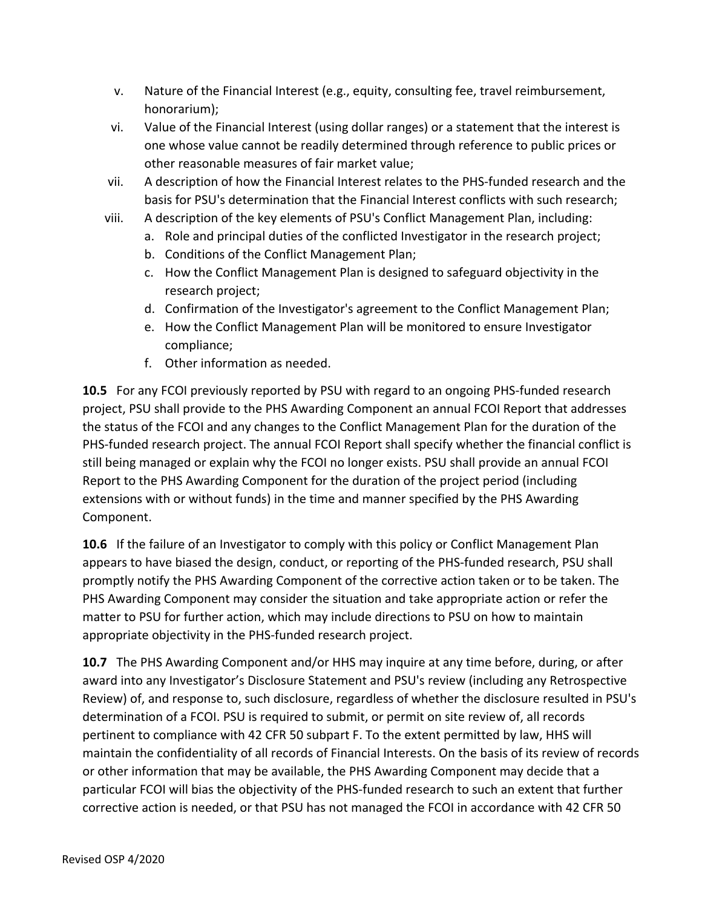v. Nature of the Financial Interest (e.g., equity, consulting fee, travel reimbursement, honorarium);

vi. Value of the Financial Interest (using dollar ranges) or a statement that the interest is one whose value cannot be readily determined through reference to public prices or other reasonable measures of fair market value;

vii. A description of how the Financial Interest relates to the PHS-funded research and the basis for PSU's determination that the Financial Interest conflicts with such research;

viii. A description of the key elements of PSU's Conflict Management Plan, including:

   a. Role and principal duties of the conflicted Investigator in the research project;
   b. Conditions of the Conflict Management Plan;
   c. How the Conflict Management Plan is designed to safeguard objectivity in the research project;
   d. Confirmation of the Investigator's agreement to the Conflict Management Plan;
   e. How the Conflict Management Plan will be monitored to ensure Investigator compliance;
   f. Other information as needed.

**10.5** For any FCOI previously reported by PSU with regard to an ongoing PHS-funded research project, PSU shall provide to the PHS Awarding Component an annual FCOI Report that addresses the status of the FCOI and any changes to the Conflict Management Plan for the duration of the PHS-funded research project. The annual FCOI Report shall specify whether the financial conflict is still being managed or explain why the FCOI no longer exists. PSU shall provide an annual FCOI Report to the PHS Awarding Component for the duration of the project period (including extensions with or without funds) in the time and manner specified by the PHS Awarding Component.

**10.6** If the failure of an Investigator to comply with this policy or Conflict Management Plan appears to have biased the design, conduct, or reporting of the PHS-funded research, PSU shall promptly notify the PHS Awarding Component of the corrective action taken or to be taken. The PHS Awarding Component may consider the situation and take appropriate action or refer the matter to PSU for further action, which may include directions to PSU on how to maintain appropriate objectivity in the PHS-funded research project.

**10.7** The PHS Awarding Component and/or HHS may inquire at any time before, during, or after award into any Investigator's Disclosure Statement and PSU's review (including any Retrospective Review) of, and response to, such disclosure, regardless of whether the disclosure resulted in PSU's determination of a FCOI. PSU is required to submit, or permit on site review of, all records pertinent to compliance with 42 CFR 50 subpart F. To the extent permitted by law, HHS will maintain the confidentiality of all records of Financial Interests. On the basis of its review of records or other information that may be available, the PHS Awarding Component may decide that a particular FCOI will bias the objectivity of the PHS-funded research to such an extent that further corrective action is needed, or that PSU has not managed the FCOI in accordance with 42 CFR 50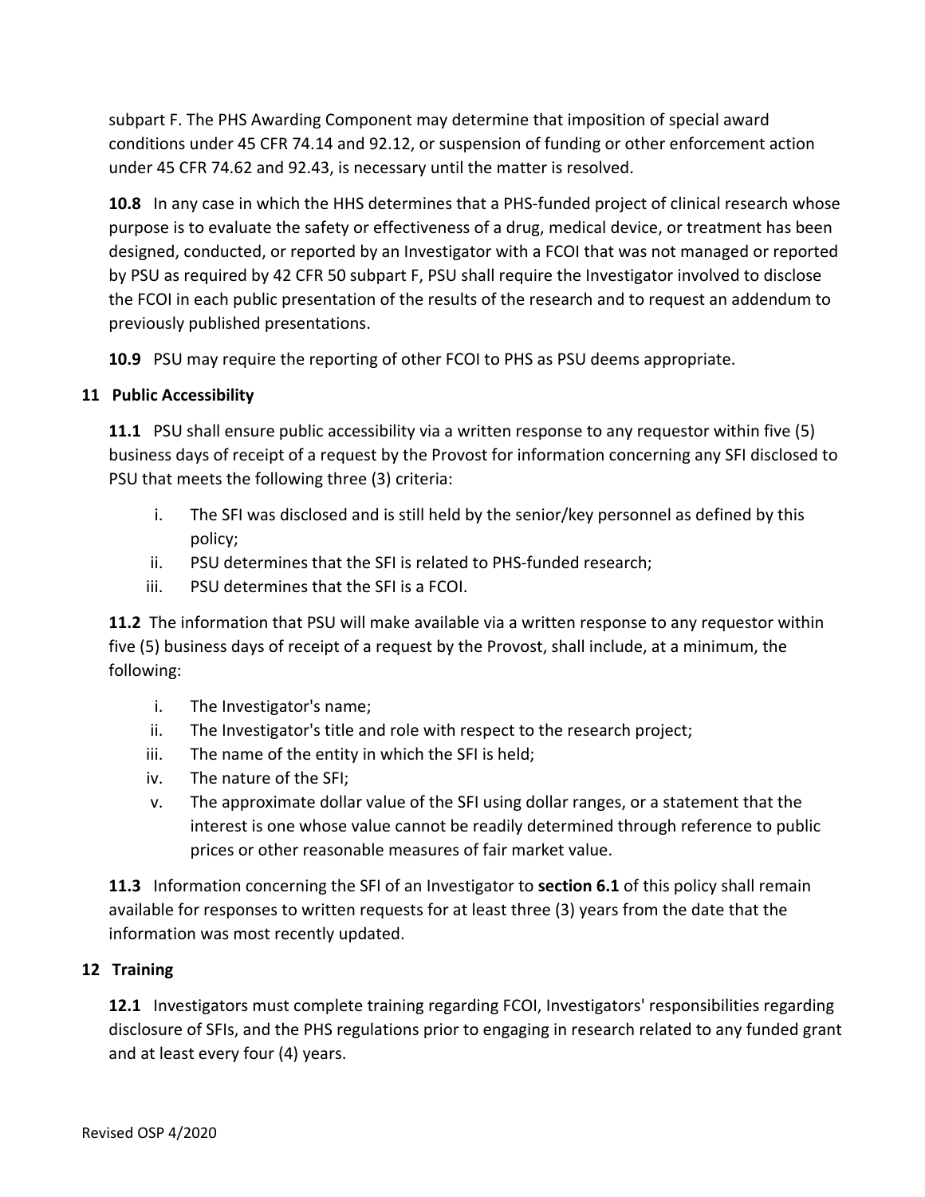subpart F. The PHS Awarding Component may determine that imposition of special award conditions under 45 CFR 74.14 and 92.12, or suspension of funding or other enforcement action under 45 CFR 74.62 and 92.43, is necessary until the matter is resolved.

**10.8** In any case in which the HHS determines that a PHS-funded project of clinical research whose purpose is to evaluate the safety or effectiveness of a drug, medical device, or treatment has been designed, conducted, or reported by an Investigator with a FCOI that was not managed or reported by PSU as required by 42 CFR 50 subpart F, PSU shall require the Investigator involved to disclose the FCOI in each public presentation of the results of the research and to request an addendum to previously published presentations.

**10.9** PSU may require the reporting of other FCOI to PHS as PSU deems appropriate.

## 11 Public Accessibility

**11.1** PSU shall ensure public accessibility via a written response to any requestor within five (5) business days of receipt of a request by the Provost for information concerning any SFI disclosed to PSU that meets the following three (3) criteria:

i. The SFI was disclosed and is still held by the senior/key personnel as defined by this policy;
ii. PSU determines that the SFI is related to PHS-funded research;
iii. PSU determines that the SFI is a FCOI.

**11.2** The information that PSU will make available via a written response to any requestor within five (5) business days of receipt of a request by the Provost, shall include, at a minimum, the following:

i. The Investigator's name;
ii. The Investigator's title and role with respect to the research project;
iii. The name of the entity in which the SFI is held;
iv. The nature of the SFI;
v. The approximate dollar value of the SFI using dollar ranges, or a statement that the interest is one whose value cannot be readily determined through reference to public prices or other reasonable measures of fair market value.

**11.3** Information concerning the SFI of an Investigator to **section 6.1** of this policy shall remain available for responses to written requests for at least three (3) years from the date that the information was most recently updated.

## 12 Training

**12.1** Investigators must complete training regarding FCOI, Investigators' responsibilities regarding disclosure of SFIs, and the PHS regulations prior to engaging in research related to any funded grant and at least every four (4) years.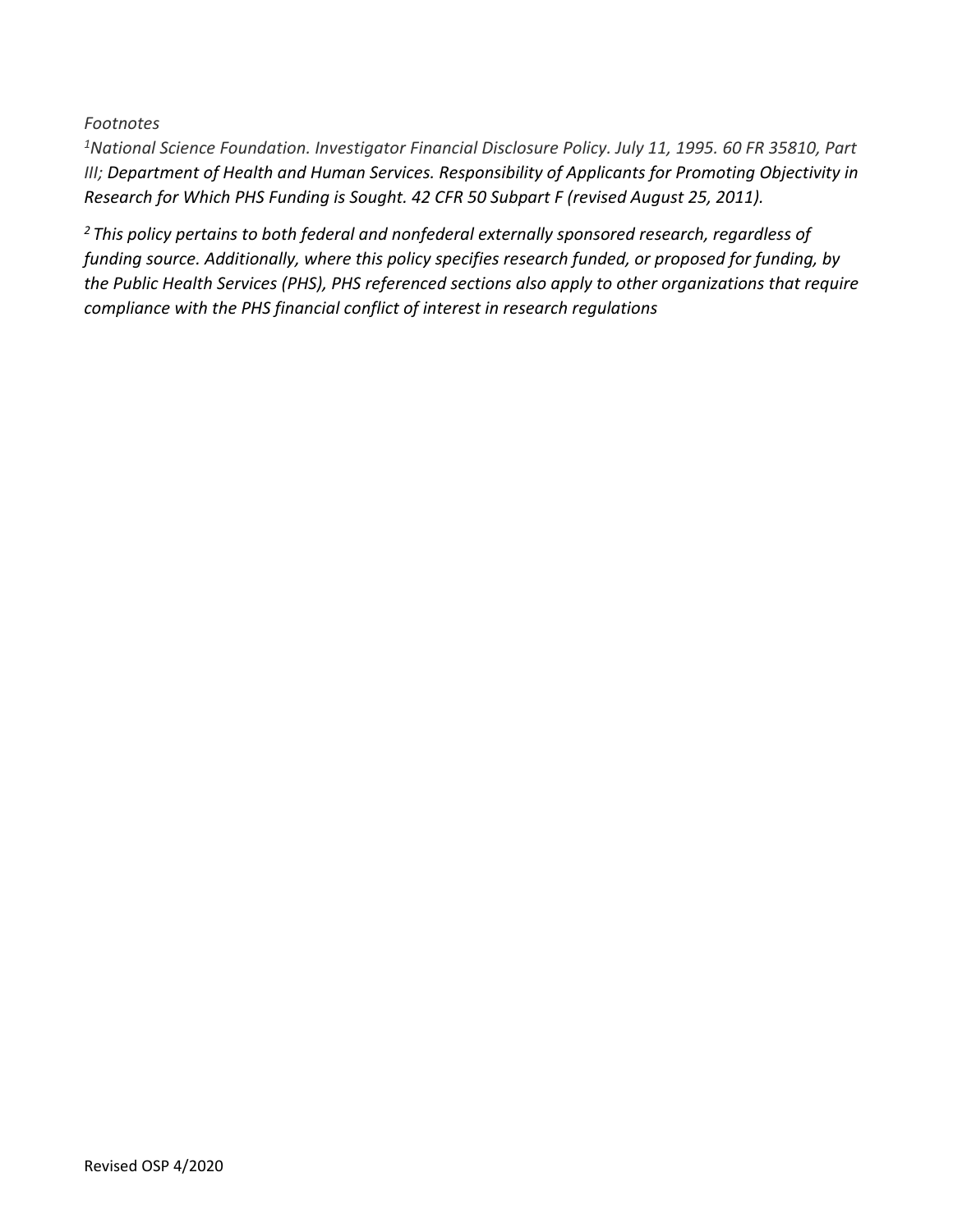*Footnotes*

*[1]National Science Foundation. Investigator Financial Disclosure Policy. July 11, 1995. 60 FR 35810, Part III; Department of Health and Human Services. Responsibility of Applicants for Promoting Objectivity in Research for Which PHS Funding is Sought. 42 CFR 50 Subpart F (revised August 25, 2011).*

*[2] This policy pertains to both federal and nonfederal externally sponsored research, regardless of funding source. Additionally, where this policy specifies research funded, or proposed for funding, by the Public Health Services (PHS), PHS referenced sections also apply to other organizations that require compliance with the PHS financial conflict of interest in research regulations*

Revised OSP 4/2020